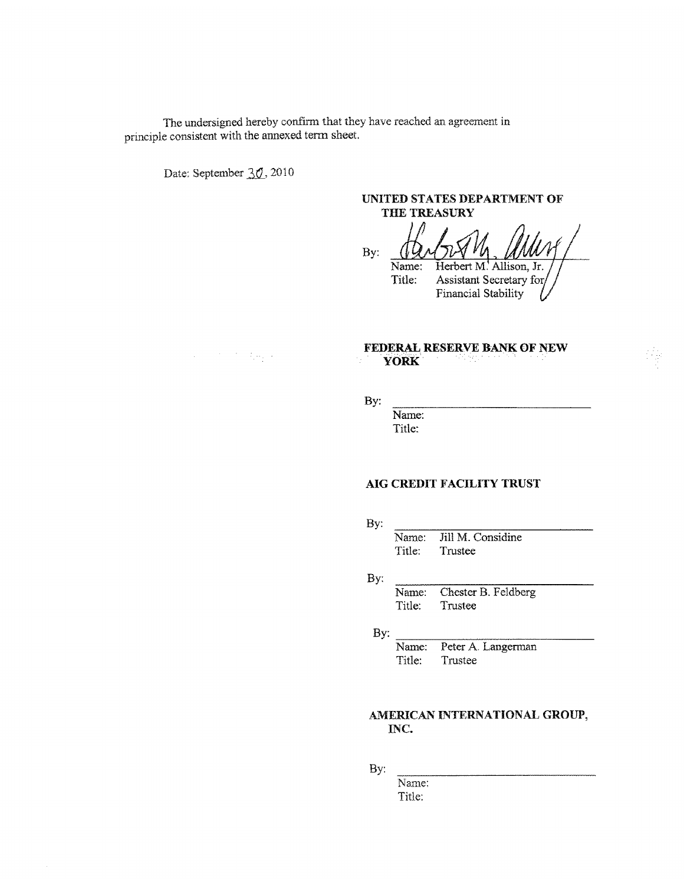The undersigned hereby confirm that they have reached an agreement in principle consistent with the annexed term sheet.

Date: September 30, 2010

**UNITED STATES DEPARTMENT OF THE TREASURY**

By: ______________________________
Name: Herbert M. Allison, Jr.
Title: Assistant Secretary for Financial Stability

**FEDERAL RESERVE BANK OF NEW YORK**

By: ______________________________
Name:
Title:

**AIG CREDIT FACILITY TRUST**

By: ______________________________
Name: Jill M. Considine
Title: Trustee

By: ______________________________
Name: Chester B. Feldberg
Title: Trustee

By: ______________________________
Name: Peter A. Langerman
Title: Trustee

**AMERICAN INTERNATIONAL GROUP, INC.**

By: ______________________________
Name:
Title: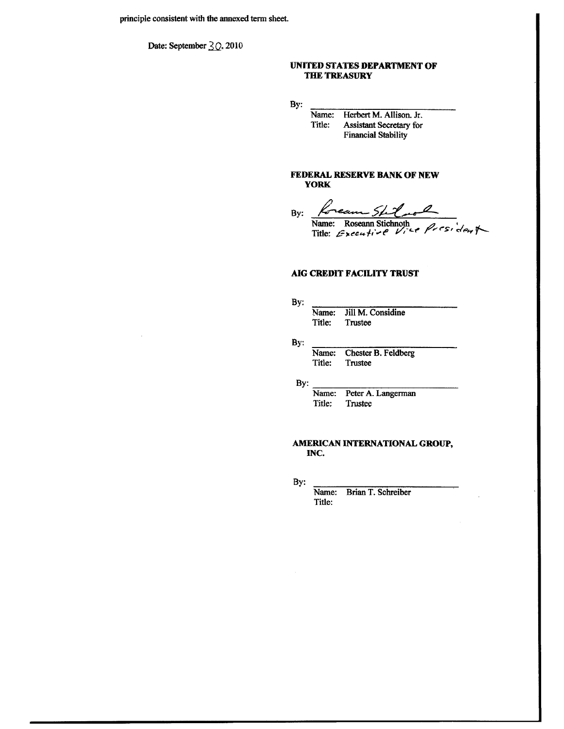principle consistent with the annexed term sheet.

Date: September 30, 2010

**UNITED STATES DEPARTMENT OF THE TREASURY**

By: \_\_\_\_\_\_\_\_\_\_\_\_\_\_\_\_\_\_\_\_\_\_\_\_\_\_
Name: Herbert M. Allison. Jr.
Title: Assistant Secretary for Financial Stability

**FEDERAL RESERVE BANK OF NEW YORK**

By: Roseann Stichnoth
Name: Roseann Stichnoth
Title: Executive Vice President

**AIG CREDIT FACILITY TRUST**

By: \_\_\_\_\_\_\_\_\_\_\_\_\_\_\_\_\_\_\_\_\_\_\_\_\_\_
Name: Jill M. Considine
Title: Trustee

By: \_\_\_\_\_\_\_\_\_\_\_\_\_\_\_\_\_\_\_\_\_\_\_\_\_\_
Name: Chester B. Feldberg
Title: Trustee

By: \_\_\_\_\_\_\_\_\_\_\_\_\_\_\_\_\_\_\_\_\_\_\_\_\_\_
Name: Peter A. Langerman
Title: Trustee

**AMERICAN INTERNATIONAL GROUP, INC.**

By: \_\_\_\_\_\_\_\_\_\_\_\_\_\_\_\_\_\_\_\_\_\_\_\_\_\_
Name: Brian T. Schreiber
Title: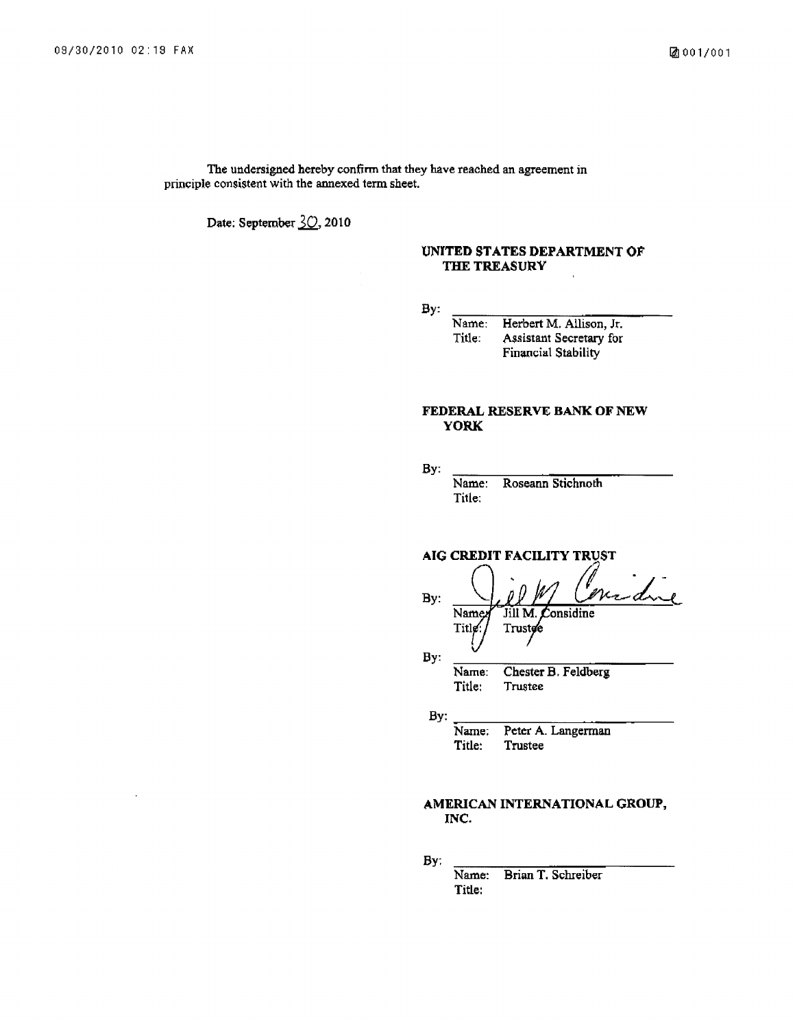The undersigned hereby confirm that they have reached an agreement in principle consistent with the annexed term sheet.

Date: September 30, 2010

**UNITED STATES DEPARTMENT OF THE TREASURY**

By: \_\_\_\_\_\_\_\_\_\_\_\_\_\_\_\_\_\_\_\_\_\_\_\_

Name: Herbert M. Allison, Jr.
Title: Assistant Secretary for Financial Stability

**FEDERAL RESERVE BANK OF NEW YORK**

By: \_\_\_\_\_\_\_\_\_\_\_\_\_\_\_\_\_\_\_\_\_\_\_\_

Name: Roseann Stichnoth
Title:

**AIG CREDIT FACILITY TRUST**

By: *Jill M. Considine*

Name: Jill M. Considine
Title: Trustee

By: \_\_\_\_\_\_\_\_\_\_\_\_\_\_\_\_\_\_\_\_\_\_\_\_

Name: Chester B. Feldberg
Title: Trustee

By: \_\_\_\_\_\_\_\_\_\_\_\_\_\_\_\_\_\_\_\_\_\_\_\_

Name: Peter A. Langerman
Title: Trustee

**AMERICAN INTERNATIONAL GROUP, INC.**

By: \_\_\_\_\_\_\_\_\_\_\_\_\_\_\_\_\_\_\_\_\_\_\_\_

Name: Brian T. Schreiber
Title: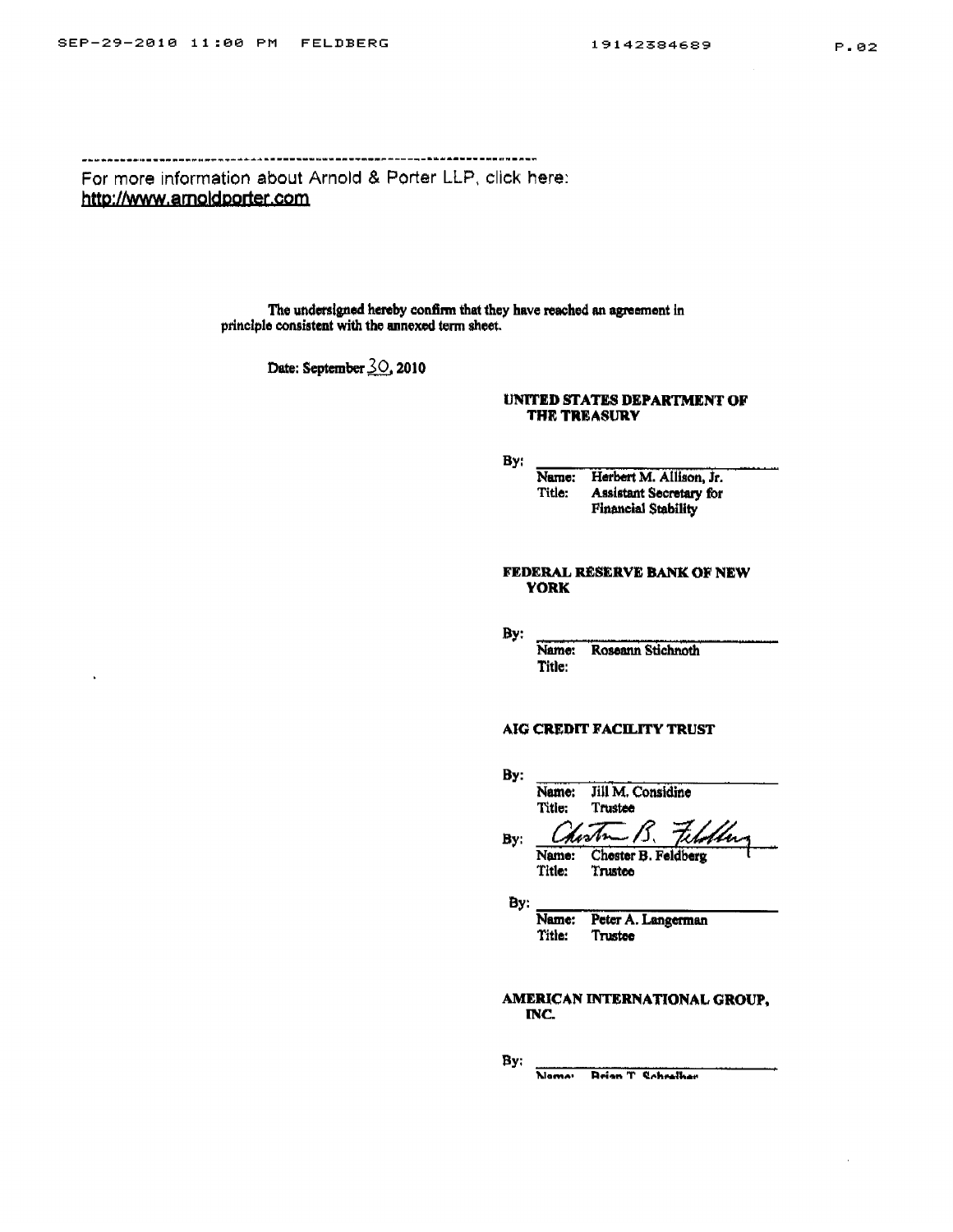---

For more information about Arnold & Porter LLP, click here:
http://www.arnoldporter.com

The undersigned hereby confirm that they have reached an agreement in principle consistent with the annexed term sheet.

Date: September 30, 2010

**UNITED STATES DEPARTMENT OF THE TREASURY**

By: \_\_\_\_\_\_\_\_\_\_\_\_\_\_\_\_\_\_\_\_\_\_\_\_
Name: Herbert M. Allison, Jr.
Title: Assistant Secretary for Financial Stability

**FEDERAL RESERVE BANK OF NEW YORK**

By: \_\_\_\_\_\_\_\_\_\_\_\_\_\_\_\_\_\_\_\_\_\_\_\_
Name: Roseann Stichnoth
Title:

**AIG CREDIT FACILITY TRUST**

By: \_\_\_\_\_\_\_\_\_\_\_\_\_\_\_\_\_\_\_\_\_\_\_\_
Name: Jill M. Considine
Title: Trustee

By: Chester B. Feldberg
Name: Chester B. Feldberg
Title: Trustee

By: \_\_\_\_\_\_\_\_\_\_\_\_\_\_\_\_\_\_\_\_\_\_\_\_
Name: Peter A. Langerman
Title: Trustee

**AMERICAN INTERNATIONAL GROUP, INC.**

By: \_\_\_\_\_\_\_\_\_\_\_\_\_\_\_\_\_\_\_\_\_\_\_\_
Name: Brian T. Schreiber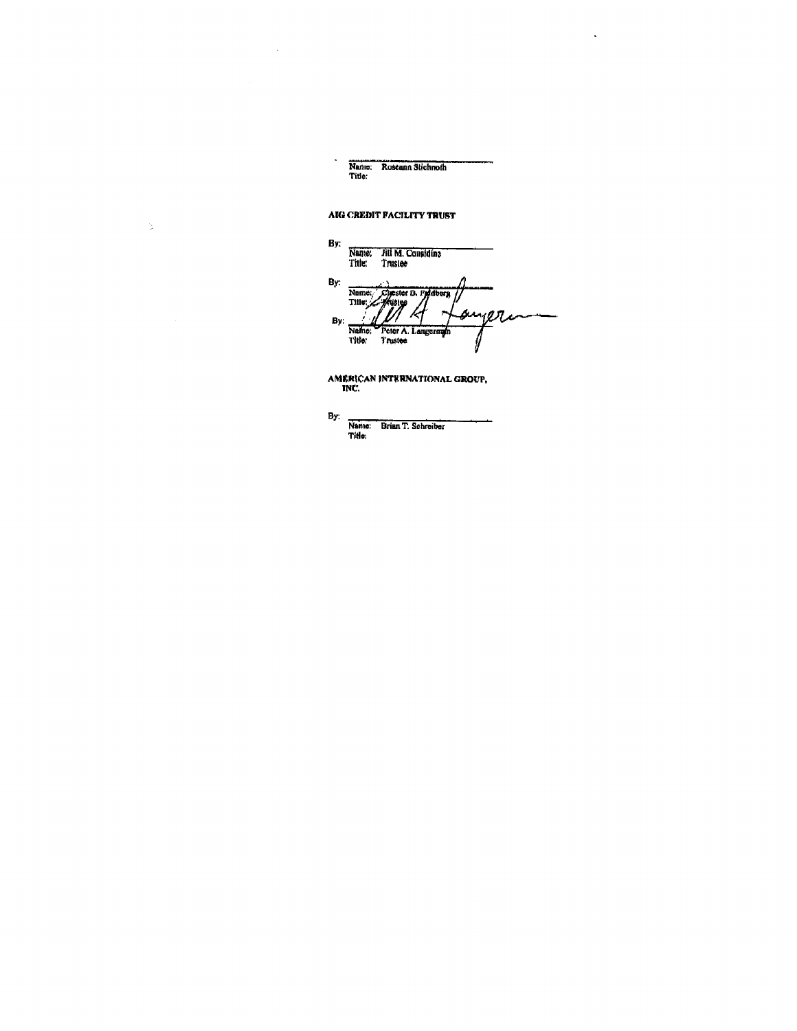Name: Roseann Stichnoth
Title:

**AIG CREDIT FACILITY TRUST**

By: \_\_\_\_\_\_\_\_\_\_\_\_\_\_\_\_\_\_\_\_\_\_\_\_\_\_
Name: Jill M. Considine
Title: Trustee

By: \_\_\_\_\_\_\_\_\_\_\_\_\_\_\_\_\_\_\_\_\_\_\_\_\_\_
Name: Chester B. Feldberg
Title: Trustee

By: \_\_\_\_\_\_\_\_\_\_\_\_\_\_\_\_\_\_\_\_\_\_\_\_\_\_
Name: Peter A. Langerman
Title: Trustee

**AMERICAN INTERNATIONAL GROUP, INC.**

By: \_\_\_\_\_\_\_\_\_\_\_\_\_\_\_\_\_\_\_\_\_\_\_\_\_\_
Name: Brian T. Schreiber
Title: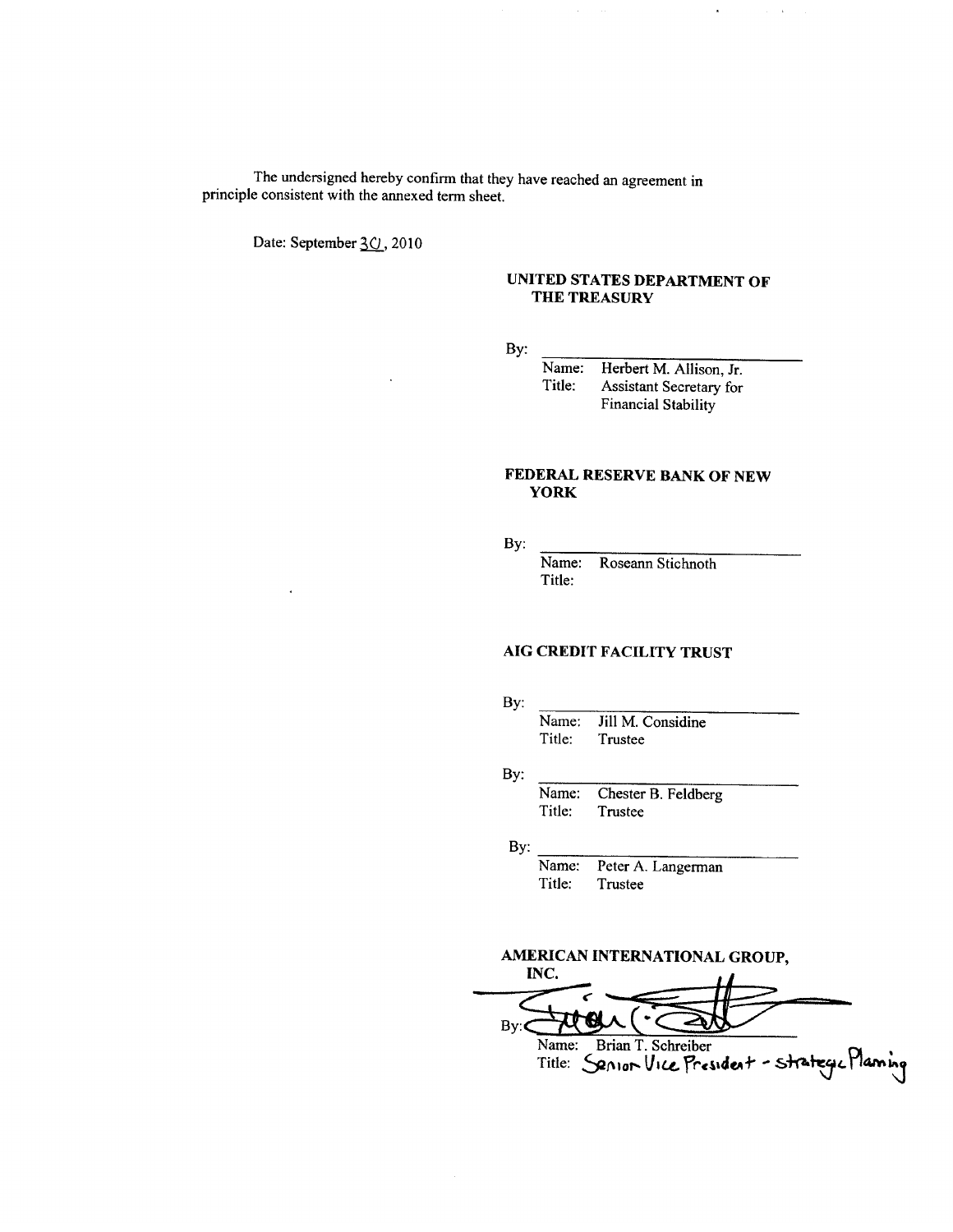The undersigned hereby confirm that they have reached an agreement in principle consistent with the annexed term sheet.

Date: September 30, 2010

**UNITED STATES DEPARTMENT OF THE TREASURY**

By: ______________________

Name: Herbert M. Allison, Jr.
Title: Assistant Secretary for Financial Stability

**FEDERAL RESERVE BANK OF NEW YORK**

By: ______________________

Name: Roseann Stichnoth
Title:

**AIG CREDIT FACILITY TRUST**

By: ______________________

Name: Jill M. Considine
Title: Trustee

By: ______________________

Name: Chester B. Feldberg
Title: Trustee

By: ______________________

Name: Peter A. Langerman
Title: Trustee

**AMERICAN INTERNATIONAL GROUP, INC.**

By: [signature]

Name: Brian T. Schreiber
Title: Senior Vice President - Strategic Planning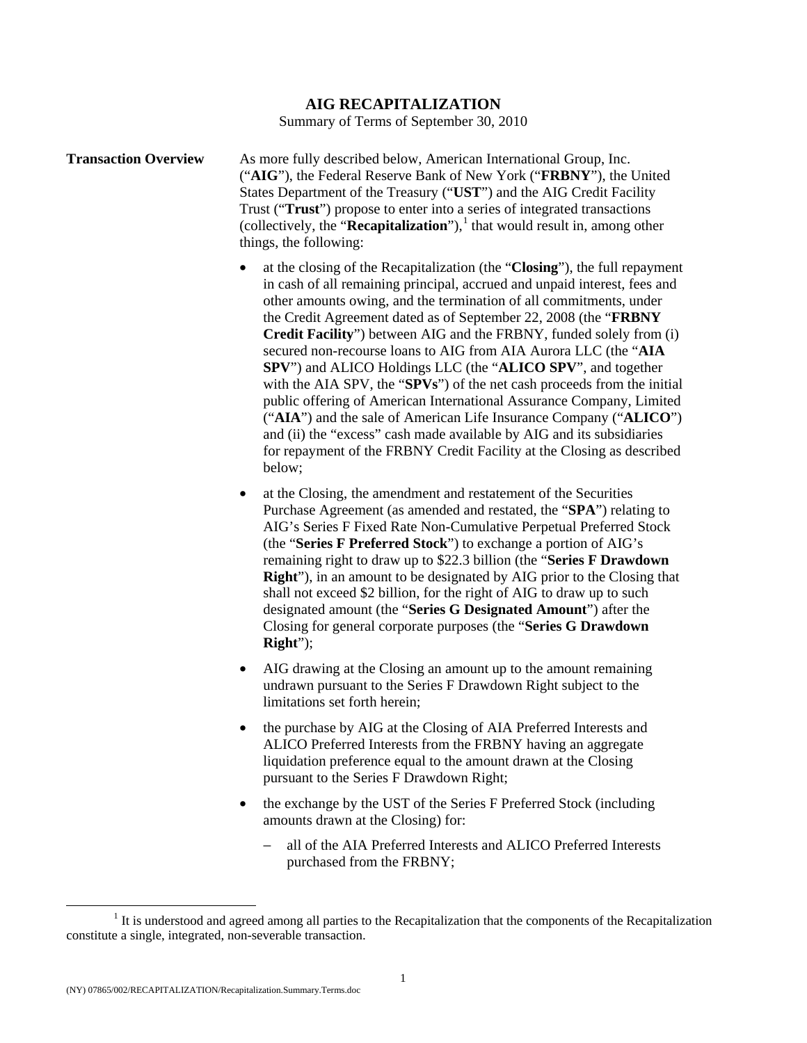# AIG RECAPITALIZATION

Summary of Terms of September 30, 2010

**Transaction Overview**

As more fully described below, American International Group, Inc. ("**AIG**"), the Federal Reserve Bank of New York ("**FRBNY**"), the United States Department of the Treasury ("**UST**") and the AIG Credit Facility Trust ("**Trust**") propose to enter into a series of integrated transactions (collectively, the "**Recapitalization**"),[1] that would result in, among other things, the following:

- at the closing of the Recapitalization (the "**Closing**"), the full repayment in cash of all remaining principal, accrued and unpaid interest, fees and other amounts owing, and the termination of all commitments, under the Credit Agreement dated as of September 22, 2008 (the "**FRBNY Credit Facility**") between AIG and the FRBNY, funded solely from (i) secured non-recourse loans to AIG from AIA Aurora LLC (the "**AIA SPV**") and ALICO Holdings LLC (the "**ALICO SPV**", and together with the AIA SPV, the "**SPVs**") of the net cash proceeds from the initial public offering of American International Assurance Company, Limited ("**AIA**") and the sale of American Life Insurance Company ("**ALICO**") and (ii) the "excess" cash made available by AIG and its subsidiaries for repayment of the FRBNY Credit Facility at the Closing as described below;
- at the Closing, the amendment and restatement of the Securities Purchase Agreement (as amended and restated, the "**SPA**") relating to AIG's Series F Fixed Rate Non-Cumulative Perpetual Preferred Stock (the "**Series F Preferred Stock**") to exchange a portion of AIG's remaining right to draw up to \$22.3 billion (the "**Series F Drawdown Right**"), in an amount to be designated by AIG prior to the Closing that shall not exceed \$2 billion, for the right of AIG to draw up to such designated amount (the "**Series G Designated Amount**") after the Closing for general corporate purposes (the "**Series G Drawdown Right**");
- AIG drawing at the Closing an amount up to the amount remaining undrawn pursuant to the Series F Drawdown Right subject to the limitations set forth herein;
- the purchase by AIG at the Closing of AIA Preferred Interests and ALICO Preferred Interests from the FRBNY having an aggregate liquidation preference equal to the amount drawn at the Closing pursuant to the Series F Drawdown Right;
- the exchange by the UST of the Series F Preferred Stock (including amounts drawn at the Closing) for:
  - all of the AIA Preferred Interests and ALICO Preferred Interests purchased from the FRBNY;

[1] It is understood and agreed among all parties to the Recapitalization that the components of the Recapitalization constitute a single, integrated, non-severable transaction.

(NY) 07865/002/RECAPITALIZATION/Recapitalization.Summary.Terms.doc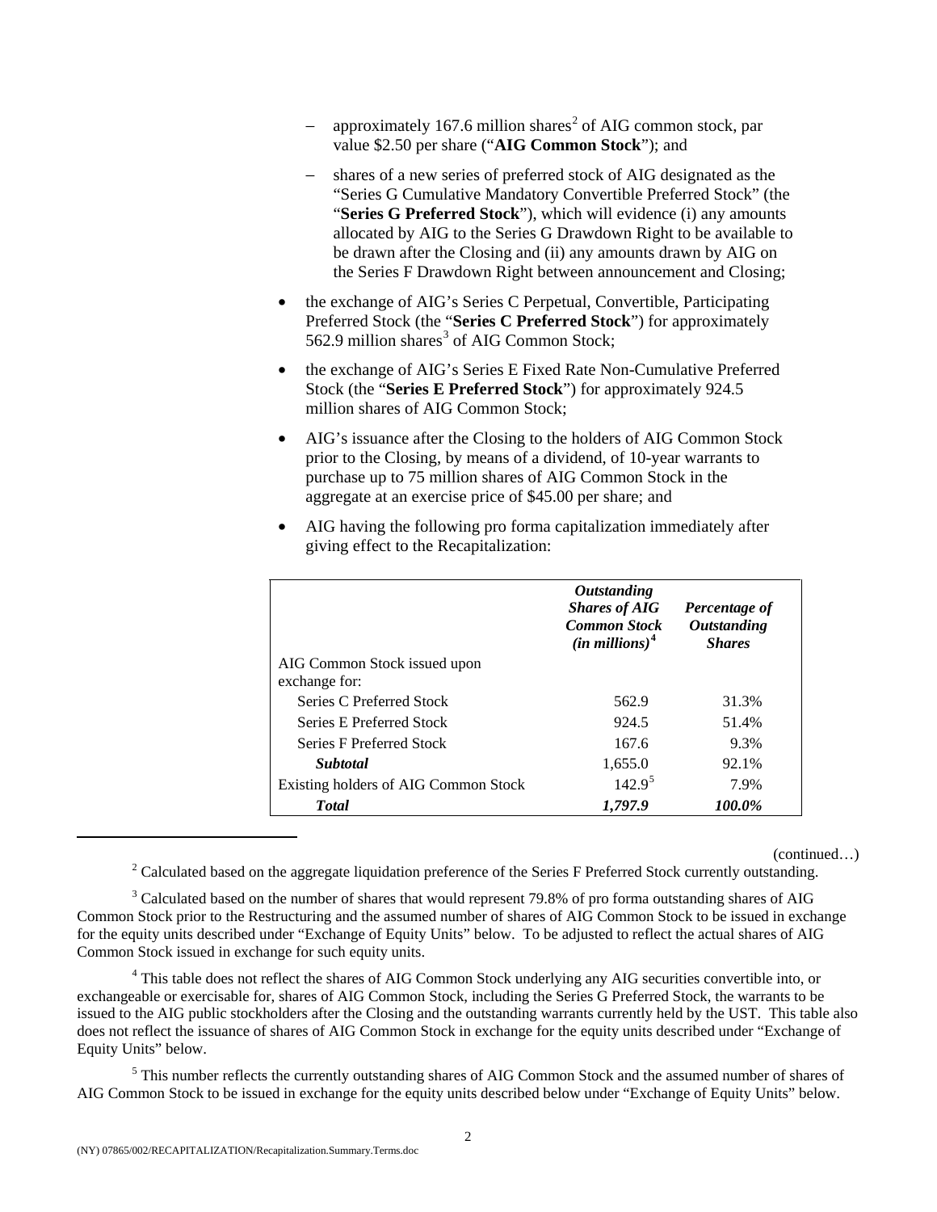- approximately 167.6 million shares[2] of AIG common stock, par value $2.50 per share ("**AIG Common Stock**"); and
- shares of a new series of preferred stock of AIG designated as the "Series G Cumulative Mandatory Convertible Preferred Stock" (the "**Series G Preferred Stock**"), which will evidence (i) any amounts allocated by AIG to the Series G Drawdown Right to be available to be drawn after the Closing and (ii) any amounts drawn by AIG on the Series F Drawdown Right between announcement and Closing;

- the exchange of AIG's Series C Perpetual, Convertible, Participating Preferred Stock (the "**Series C Preferred Stock**") for approximately 562.9 million shares[3] of AIG Common Stock;
- the exchange of AIG's Series E Fixed Rate Non-Cumulative Preferred Stock (the "**Series E Preferred Stock**") for approximately 924.5 million shares of AIG Common Stock;
- AIG's issuance after the Closing to the holders of AIG Common Stock prior to the Closing, by means of a dividend, of 10-year warrants to purchase up to 75 million shares of AIG Common Stock in the aggregate at an exercise price of $45.00 per share; and
- AIG having the following pro forma capitalization immediately after giving effect to the Recapitalization:

| | ***Outstanding Shares of AIG Common Stock (in millions)***[4] | ***Percentage of Outstanding Shares*** |
|---|---|---|
| AIG Common Stock issued upon exchange for: | | |
| Series C Preferred Stock | 562.9 | 31.3% |
| Series E Preferred Stock | 924.5 | 51.4% |
| Series F Preferred Stock | 167.6 | 9.3% |
| ***Subtotal*** | 1,655.0 | 92.1% |
| Existing holders of AIG Common Stock | 142.9[5] | 7.9% |
| ***Total*** | ***1,797.9*** | ***100.0%*** |

(continued…)

[2] Calculated based on the aggregate liquidation preference of the Series F Preferred Stock currently outstanding.

[3] Calculated based on the number of shares that would represent 79.8% of pro forma outstanding shares of AIG Common Stock prior to the Restructuring and the assumed number of shares of AIG Common Stock to be issued in exchange for the equity units described under "Exchange of Equity Units" below. To be adjusted to reflect the actual shares of AIG Common Stock issued in exchange for such equity units.

[4] This table does not reflect the shares of AIG Common Stock underlying any AIG securities convertible into, or exchangeable or exercisable for, shares of AIG Common Stock, including the Series G Preferred Stock, the warrants to be issued to the AIG public stockholders after the Closing and the outstanding warrants currently held by the UST. This table also does not reflect the issuance of shares of AIG Common Stock in exchange for the equity units described under "Exchange of Equity Units" below.

[5] This number reflects the currently outstanding shares of AIG Common Stock and the assumed number of shares of AIG Common Stock to be issued in exchange for the equity units described below under "Exchange of Equity Units" below.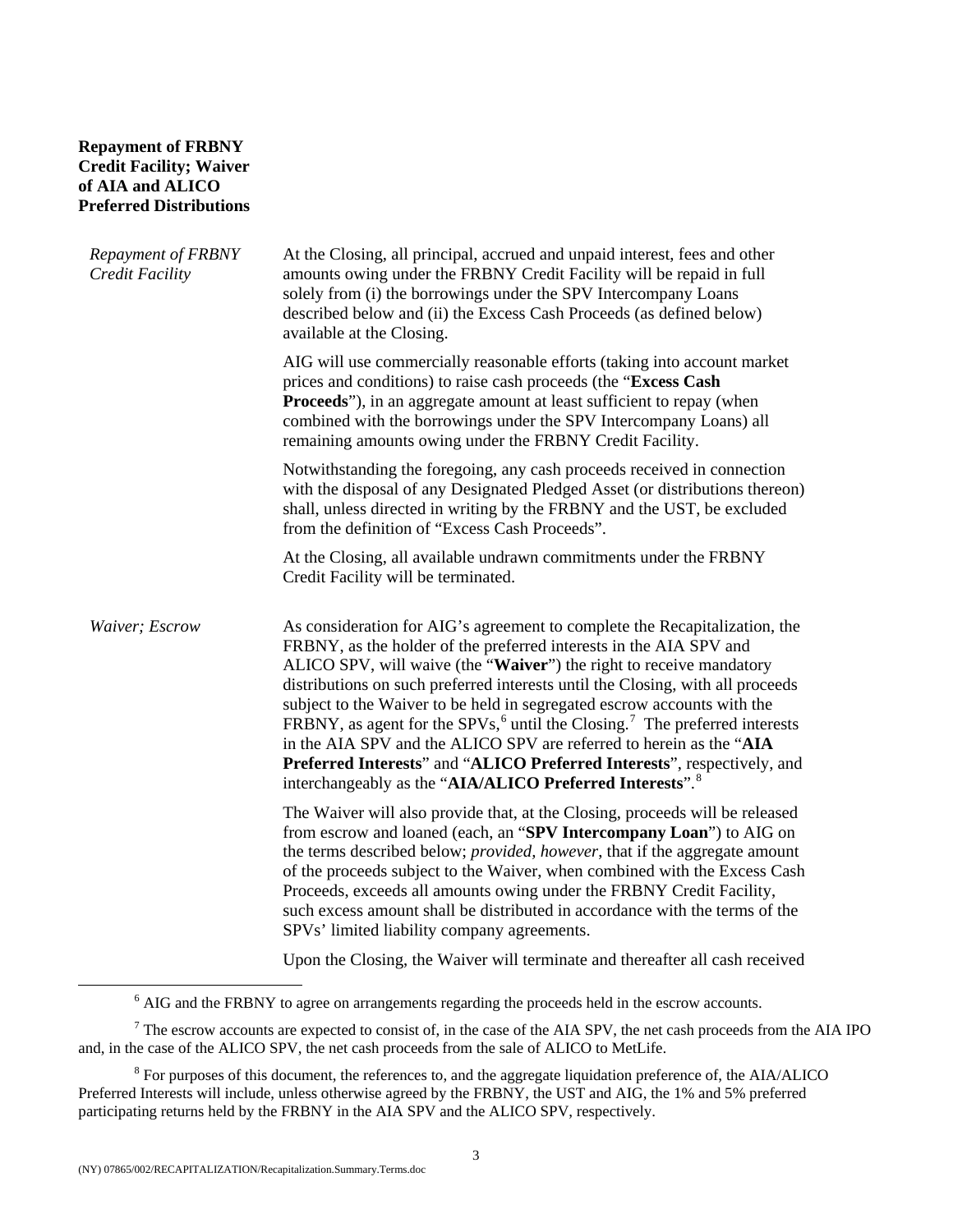**Repayment of FRBNY Credit Facility; Waiver of AIA and ALICO Preferred Distributions**

*Repayment of FRBNY Credit Facility*

At the Closing, all principal, accrued and unpaid interest, fees and other amounts owing under the FRBNY Credit Facility will be repaid in full solely from (i) the borrowings under the SPV Intercompany Loans described below and (ii) the Excess Cash Proceeds (as defined below) available at the Closing.

AIG will use commercially reasonable efforts (taking into account market prices and conditions) to raise cash proceeds (the "**Excess Cash Proceeds**"), in an aggregate amount at least sufficient to repay (when combined with the borrowings under the SPV Intercompany Loans) all remaining amounts owing under the FRBNY Credit Facility.

Notwithstanding the foregoing, any cash proceeds received in connection with the disposal of any Designated Pledged Asset (or distributions thereon) shall, unless directed in writing by the FRBNY and the UST, be excluded from the definition of "Excess Cash Proceeds".

At the Closing, all available undrawn commitments under the FRBNY Credit Facility will be terminated.

*Waiver; Escrow*

As consideration for AIG's agreement to complete the Recapitalization, the FRBNY, as the holder of the preferred interests in the AIA SPV and ALICO SPV, will waive (the "**Waiver**") the right to receive mandatory distributions on such preferred interests until the Closing, with all proceeds subject to the Waiver to be held in segregated escrow accounts with the FRBNY, as agent for the SPVs,[6] until the Closing.[7] The preferred interests in the AIA SPV and the ALICO SPV are referred to herein as the "**AIA Preferred Interests**" and "**ALICO Preferred Interests**", respectively, and interchangeably as the "**AIA/ALICO Preferred Interests**".[8]

The Waiver will also provide that, at the Closing, proceeds will be released from escrow and loaned (each, an "**SPV Intercompany Loan**") to AIG on the terms described below; *provided, however*, that if the aggregate amount of the proceeds subject to the Waiver, when combined with the Excess Cash Proceeds, exceeds all amounts owing under the FRBNY Credit Facility, such excess amount shall be distributed in accordance with the terms of the SPVs' limited liability company agreements.

Upon the Closing, the Waiver will terminate and thereafter all cash received

[6] AIG and the FRBNY to agree on arrangements regarding the proceeds held in the escrow accounts.

[7] The escrow accounts are expected to consist of, in the case of the AIA SPV, the net cash proceeds from the AIA IPO and, in the case of the ALICO SPV, the net cash proceeds from the sale of ALICO to MetLife.

[8] For purposes of this document, the references to, and the aggregate liquidation preference of, the AIA/ALICO Preferred Interests will include, unless otherwise agreed by the FRBNY, the UST and AIG, the 1% and 5% preferred participating returns held by the FRBNY in the AIA SPV and the ALICO SPV, respectively.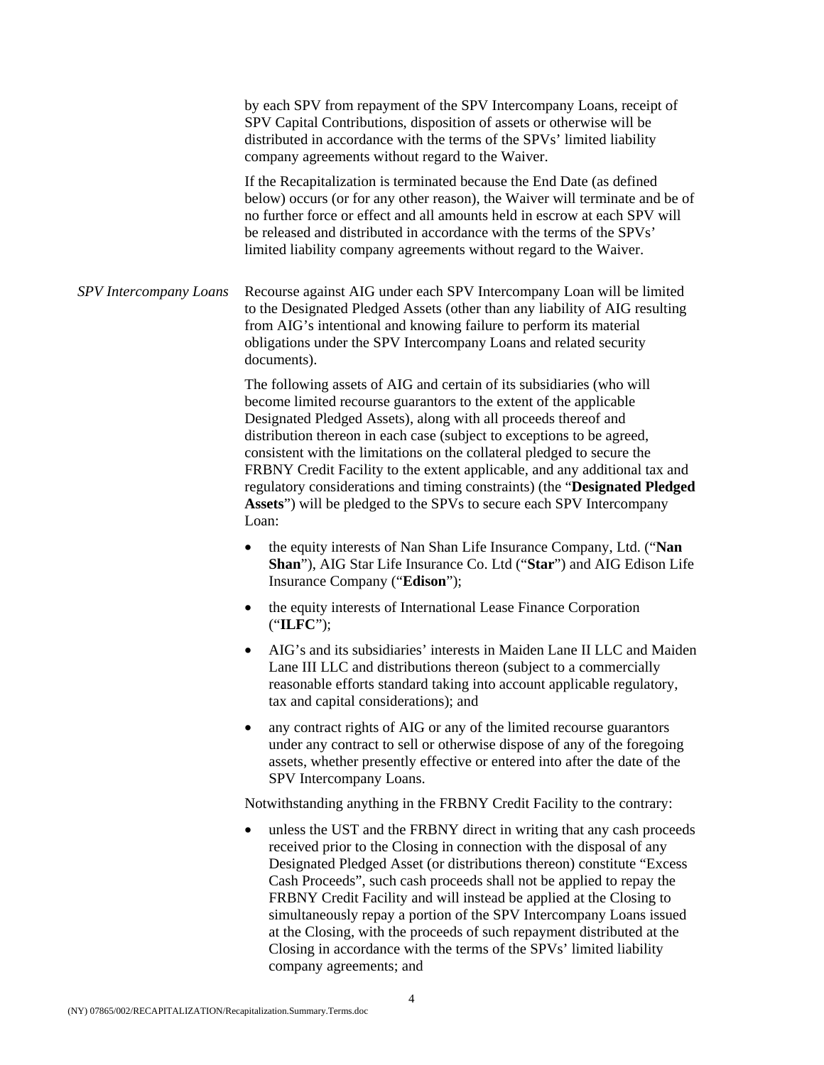by each SPV from repayment of the SPV Intercompany Loans, receipt of SPV Capital Contributions, disposition of assets or otherwise will be distributed in accordance with the terms of the SPVs' limited liability company agreements without regard to the Waiver.

If the Recapitalization is terminated because the End Date (as defined below) occurs (or for any other reason), the Waiver will terminate and be of no further force or effect and all amounts held in escrow at each SPV will be released and distributed in accordance with the terms of the SPVs' limited liability company agreements without regard to the Waiver.

*SPV Intercompany Loans*

Recourse against AIG under each SPV Intercompany Loan will be limited to the Designated Pledged Assets (other than any liability of AIG resulting from AIG's intentional and knowing failure to perform its material obligations under the SPV Intercompany Loans and related security documents).

The following assets of AIG and certain of its subsidiaries (who will become limited recourse guarantors to the extent of the applicable Designated Pledged Assets), along with all proceeds thereof and distribution thereon in each case (subject to exceptions to be agreed, consistent with the limitations on the collateral pledged to secure the FRBNY Credit Facility to the extent applicable, and any additional tax and regulatory considerations and timing constraints) (the "**Designated Pledged Assets**") will be pledged to the SPVs to secure each SPV Intercompany Loan:

- the equity interests of Nan Shan Life Insurance Company, Ltd. ("**Nan Shan**"), AIG Star Life Insurance Co. Ltd ("**Star**") and AIG Edison Life Insurance Company ("**Edison**");
- the equity interests of International Lease Finance Corporation ("**ILFC**");
- AIG's and its subsidiaries' interests in Maiden Lane II LLC and Maiden Lane III LLC and distributions thereon (subject to a commercially reasonable efforts standard taking into account applicable regulatory, tax and capital considerations); and
- any contract rights of AIG or any of the limited recourse guarantors under any contract to sell or otherwise dispose of any of the foregoing assets, whether presently effective or entered into after the date of the SPV Intercompany Loans.

Notwithstanding anything in the FRBNY Credit Facility to the contrary:

- unless the UST and the FRBNY direct in writing that any cash proceeds received prior to the Closing in connection with the disposal of any Designated Pledged Asset (or distributions thereon) constitute "Excess Cash Proceeds", such cash proceeds shall not be applied to repay the FRBNY Credit Facility and will instead be applied at the Closing to simultaneously repay a portion of the SPV Intercompany Loans issued at the Closing, with the proceeds of such repayment distributed at the Closing in accordance with the terms of the SPVs' limited liability company agreements; and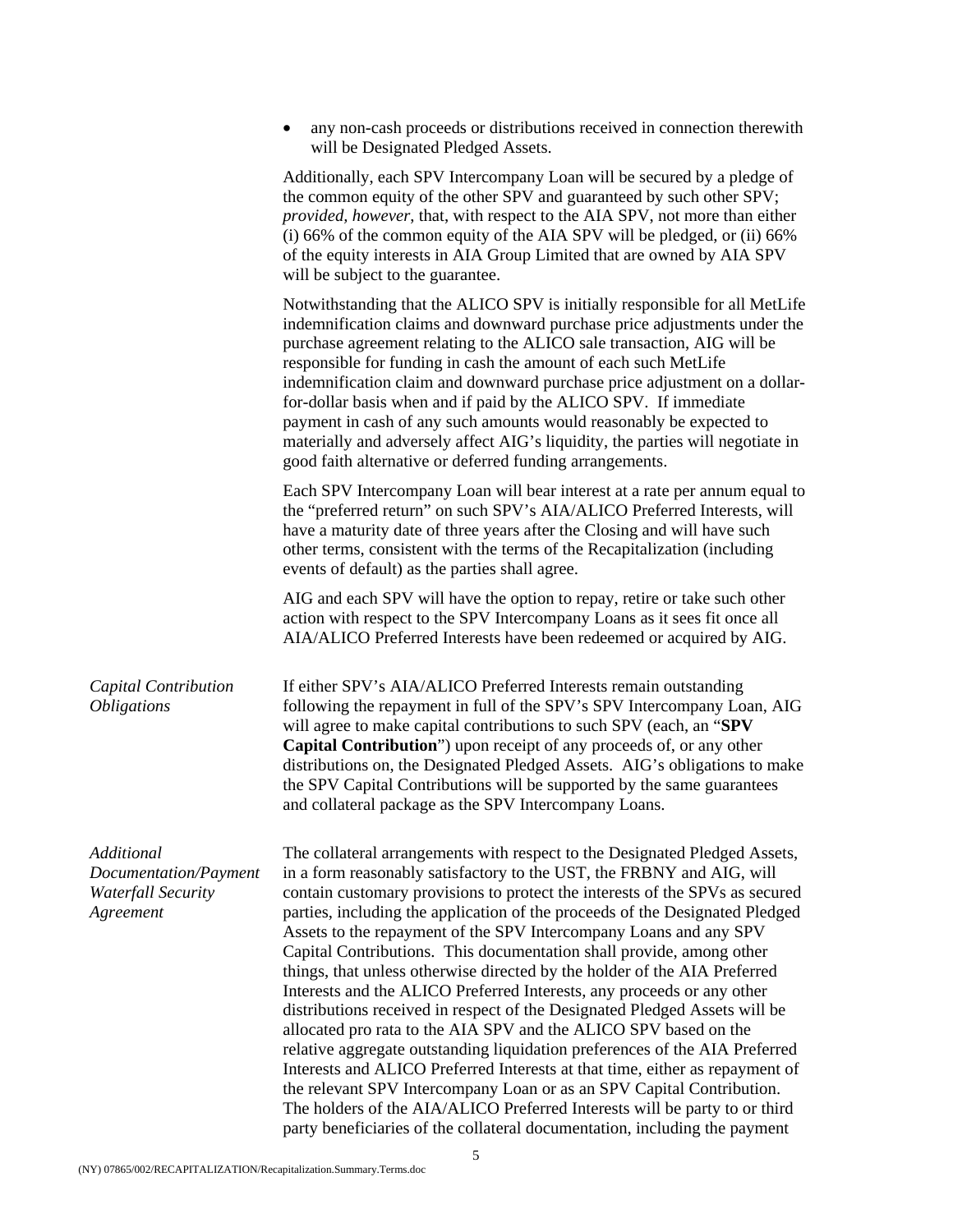- any non-cash proceeds or distributions received in connection therewith will be Designated Pledged Assets.

Additionally, each SPV Intercompany Loan will be secured by a pledge of the common equity of the other SPV and guaranteed by such other SPV; *provided, however*, that, with respect to the AIA SPV, not more than either (i) 66% of the common equity of the AIA SPV will be pledged, or (ii) 66% of the equity interests in AIA Group Limited that are owned by AIA SPV will be subject to the guarantee.

Notwithstanding that the ALICO SPV is initially responsible for all MetLife indemnification claims and downward purchase price adjustments under the purchase agreement relating to the ALICO sale transaction, AIG will be responsible for funding in cash the amount of each such MetLife indemnification claim and downward purchase price adjustment on a dollar-for-dollar basis when and if paid by the ALICO SPV. If immediate payment in cash of any such amounts would reasonably be expected to materially and adversely affect AIG's liquidity, the parties will negotiate in good faith alternative or deferred funding arrangements.

Each SPV Intercompany Loan will bear interest at a rate per annum equal to the "preferred return" on such SPV's AIA/ALICO Preferred Interests, will have a maturity date of three years after the Closing and will have such other terms, consistent with the terms of the Recapitalization (including events of default) as the parties shall agree.

AIG and each SPV will have the option to repay, retire or take such other action with respect to the SPV Intercompany Loans as it sees fit once all AIA/ALICO Preferred Interests have been redeemed or acquired by AIG.

*Capital Contribution Obligations*

If either SPV's AIA/ALICO Preferred Interests remain outstanding following the repayment in full of the SPV's SPV Intercompany Loan, AIG will agree to make capital contributions to such SPV (each, an "**SPV Capital Contribution**") upon receipt of any proceeds of, or any other distributions on, the Designated Pledged Assets. AIG's obligations to make the SPV Capital Contributions will be supported by the same guarantees and collateral package as the SPV Intercompany Loans.

*Additional Documentation/Payment Waterfall Security Agreement*

The collateral arrangements with respect to the Designated Pledged Assets, in a form reasonably satisfactory to the UST, the FRBNY and AIG, will contain customary provisions to protect the interests of the SPVs as secured parties, including the application of the proceeds of the Designated Pledged Assets to the repayment of the SPV Intercompany Loans and any SPV Capital Contributions. This documentation shall provide, among other things, that unless otherwise directed by the holder of the AIA Preferred Interests and the ALICO Preferred Interests, any proceeds or any other distributions received in respect of the Designated Pledged Assets will be allocated pro rata to the AIA SPV and the ALICO SPV based on the relative aggregate outstanding liquidation preferences of the AIA Preferred Interests and ALICO Preferred Interests at that time, either as repayment of the relevant SPV Intercompany Loan or as an SPV Capital Contribution. The holders of the AIA/ALICO Preferred Interests will be party to or third party beneficiaries of the collateral documentation, including the payment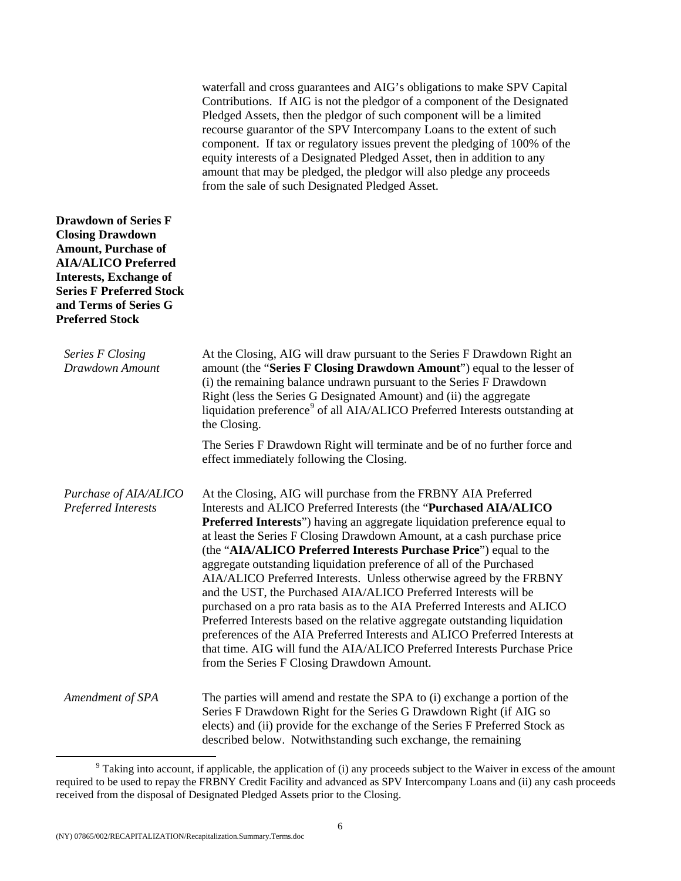waterfall and cross guarantees and AIG's obligations to make SPV Capital Contributions. If AIG is not the pledgor of a component of the Designated Pledged Assets, then the pledgor of such component will be a limited recourse guarantor of the SPV Intercompany Loans to the extent of such component. If tax or regulatory issues prevent the pledging of 100% of the equity interests of a Designated Pledged Asset, then in addition to any amount that may be pledged, the pledgor will also pledge any proceeds from the sale of such Designated Pledged Asset.

**Drawdown of Series F Closing Drawdown Amount, Purchase of AIA/ALICO Preferred Interests, Exchange of Series F Preferred Stock and Terms of Series G Preferred Stock**

*Series F Closing Drawdown Amount*

At the Closing, AIG will draw pursuant to the Series F Drawdown Right an amount (the "**Series F Closing Drawdown Amount**") equal to the lesser of (i) the remaining balance undrawn pursuant to the Series F Drawdown Right (less the Series G Designated Amount) and (ii) the aggregate liquidation preference[9] of all AIA/ALICO Preferred Interests outstanding at the Closing.

The Series F Drawdown Right will terminate and be of no further force and effect immediately following the Closing.

*Purchase of AIA/ALICO Preferred Interests*

At the Closing, AIG will purchase from the FRBNY AIA Preferred Interests and ALICO Preferred Interests (the "**Purchased AIA/ALICO Preferred Interests**") having an aggregate liquidation preference equal to at least the Series F Closing Drawdown Amount, at a cash purchase price (the "**AIA/ALICO Preferred Interests Purchase Price**") equal to the aggregate outstanding liquidation preference of all of the Purchased AIA/ALICO Preferred Interests. Unless otherwise agreed by the FRBNY and the UST, the Purchased AIA/ALICO Preferred Interests will be purchased on a pro rata basis as to the AIA Preferred Interests and ALICO Preferred Interests based on the relative aggregate outstanding liquidation preferences of the AIA Preferred Interests and ALICO Preferred Interests at that time. AIG will fund the AIA/ALICO Preferred Interests Purchase Price from the Series F Closing Drawdown Amount.

*Amendment of SPA*

The parties will amend and restate the SPA to (i) exchange a portion of the Series F Drawdown Right for the Series G Drawdown Right (if AIG so elects) and (ii) provide for the exchange of the Series F Preferred Stock as described below. Notwithstanding such exchange, the remaining

[9] Taking into account, if applicable, the application of (i) any proceeds subject to the Waiver in excess of the amount required to be used to repay the FRBNY Credit Facility and advanced as SPV Intercompany Loans and (ii) any cash proceeds received from the disposal of Designated Pledged Assets prior to the Closing.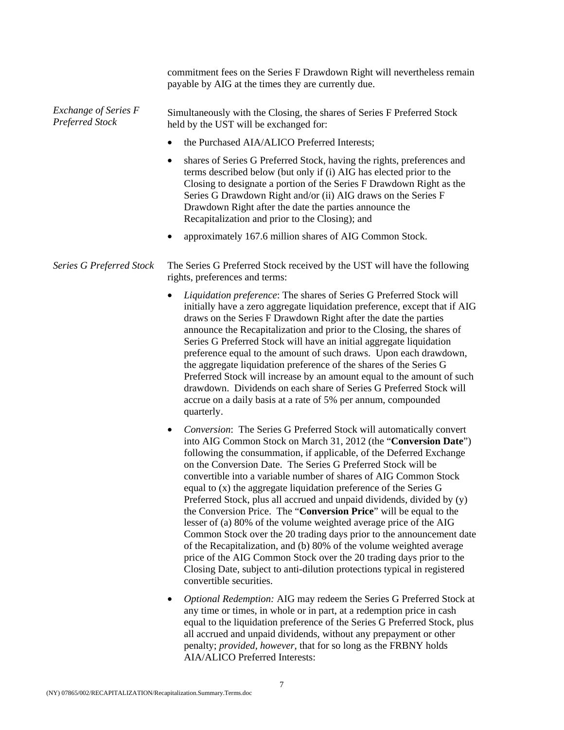commitment fees on the Series F Drawdown Right will nevertheless remain payable by AIG at the times they are currently due.

*Exchange of Series F Preferred Stock*

Simultaneously with the Closing, the shares of Series F Preferred Stock held by the UST will be exchanged for:

- the Purchased AIA/ALICO Preferred Interests;
- shares of Series G Preferred Stock, having the rights, preferences and terms described below (but only if (i) AIG has elected prior to the Closing to designate a portion of the Series F Drawdown Right as the Series G Drawdown Right and/or (ii) AIG draws on the Series F Drawdown Right after the date the parties announce the Recapitalization and prior to the Closing); and
- approximately 167.6 million shares of AIG Common Stock.

*Series G Preferred Stock*

The Series G Preferred Stock received by the UST will have the following rights, preferences and terms:

- *Liquidation preference*: The shares of Series G Preferred Stock will initially have a zero aggregate liquidation preference, except that if AIG draws on the Series F Drawdown Right after the date the parties announce the Recapitalization and prior to the Closing, the shares of Series G Preferred Stock will have an initial aggregate liquidation preference equal to the amount of such draws. Upon each drawdown, the aggregate liquidation preference of the shares of the Series G Preferred Stock will increase by an amount equal to the amount of such drawdown. Dividends on each share of Series G Preferred Stock will accrue on a daily basis at a rate of 5% per annum, compounded quarterly.
- *Conversion*: The Series G Preferred Stock will automatically convert into AIG Common Stock on March 31, 2012 (the "**Conversion Date**") following the consummation, if applicable, of the Deferred Exchange on the Conversion Date. The Series G Preferred Stock will be convertible into a variable number of shares of AIG Common Stock equal to (x) the aggregate liquidation preference of the Series G Preferred Stock, plus all accrued and unpaid dividends, divided by (y) the Conversion Price. The "**Conversion Price**" will be equal to the lesser of (a) 80% of the volume weighted average price of the AIG Common Stock over the 20 trading days prior to the announcement date of the Recapitalization, and (b) 80% of the volume weighted average price of the AIG Common Stock over the 20 trading days prior to the Closing Date, subject to anti-dilution protections typical in registered convertible securities.
- *Optional Redemption:* AIG may redeem the Series G Preferred Stock at any time or times, in whole or in part, at a redemption price in cash equal to the liquidation preference of the Series G Preferred Stock, plus all accrued and unpaid dividends, without any prepayment or other penalty; *provided*, *however*, that for so long as the FRBNY holds AIA/ALICO Preferred Interests: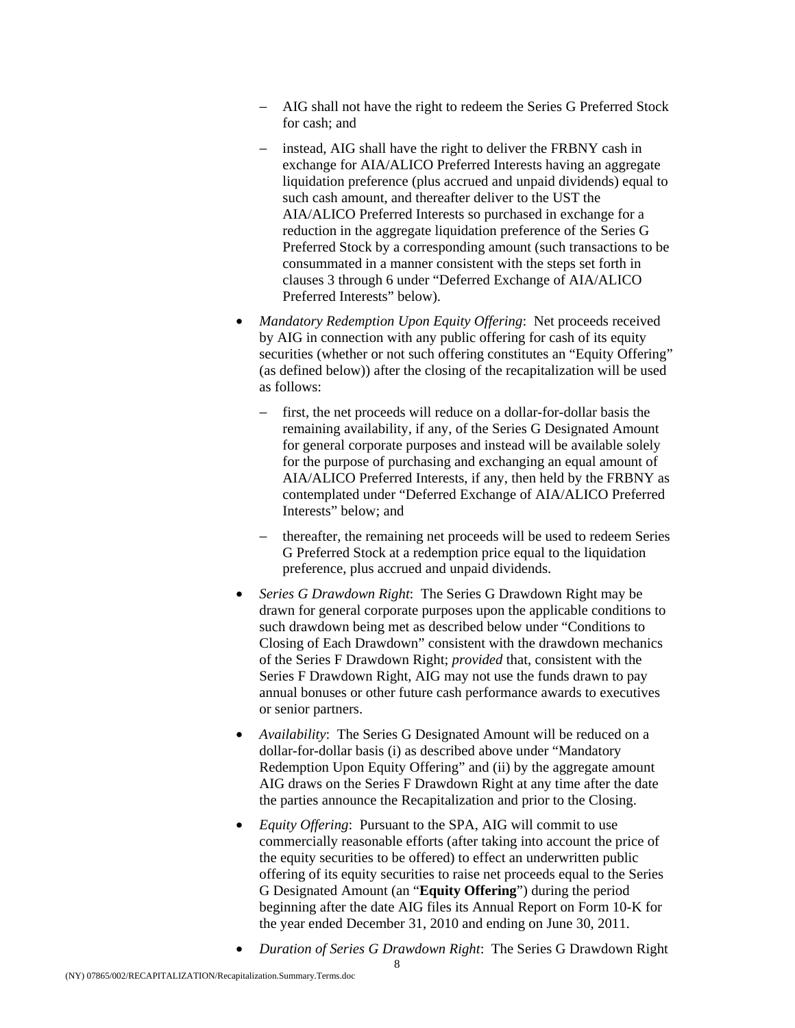- AIG shall not have the right to redeem the Series G Preferred Stock for cash; and
  - instead, AIG shall have the right to deliver the FRBNY cash in exchange for AIA/ALICO Preferred Interests having an aggregate liquidation preference (plus accrued and unpaid dividends) equal to such cash amount, and thereafter deliver to the UST the AIA/ALICO Preferred Interests so purchased in exchange for a reduction in the aggregate liquidation preference of the Series G Preferred Stock by a corresponding amount (such transactions to be consummated in a manner consistent with the steps set forth in clauses 3 through 6 under "Deferred Exchange of AIA/ALICO Preferred Interests" below).

- *Mandatory Redemption Upon Equity Offering*: Net proceeds received by AIG in connection with any public offering for cash of its equity securities (whether or not such offering constitutes an "Equity Offering" (as defined below)) after the closing of the recapitalization will be used as follows:
  - first, the net proceeds will reduce on a dollar-for-dollar basis the remaining availability, if any, of the Series G Designated Amount for general corporate purposes and instead will be available solely for the purpose of purchasing and exchanging an equal amount of AIA/ALICO Preferred Interests, if any, then held by the FRBNY as contemplated under "Deferred Exchange of AIA/ALICO Preferred Interests" below; and
  - thereafter, the remaining net proceeds will be used to redeem Series G Preferred Stock at a redemption price equal to the liquidation preference, plus accrued and unpaid dividends.

- *Series G Drawdown Right*: The Series G Drawdown Right may be drawn for general corporate purposes upon the applicable conditions to such drawdown being met as described below under "Conditions to Closing of Each Drawdown" consistent with the drawdown mechanics of the Series F Drawdown Right; *provided* that, consistent with the Series F Drawdown Right, AIG may not use the funds drawn to pay annual bonuses or other future cash performance awards to executives or senior partners.

- *Availability*: The Series G Designated Amount will be reduced on a dollar-for-dollar basis (i) as described above under "Mandatory Redemption Upon Equity Offering" and (ii) by the aggregate amount AIG draws on the Series F Drawdown Right at any time after the date the parties announce the Recapitalization and prior to the Closing.

- *Equity Offering*: Pursuant to the SPA, AIG will commit to use commercially reasonable efforts (after taking into account the price of the equity securities to be offered) to effect an underwritten public offering of its equity securities to raise net proceeds equal to the Series G Designated Amount (an "**Equity Offering**") during the period beginning after the date AIG files its Annual Report on Form 10-K for the year ended December 31, 2010 and ending on June 30, 2011.

- *Duration of Series G Drawdown Right*: The Series G Drawdown Right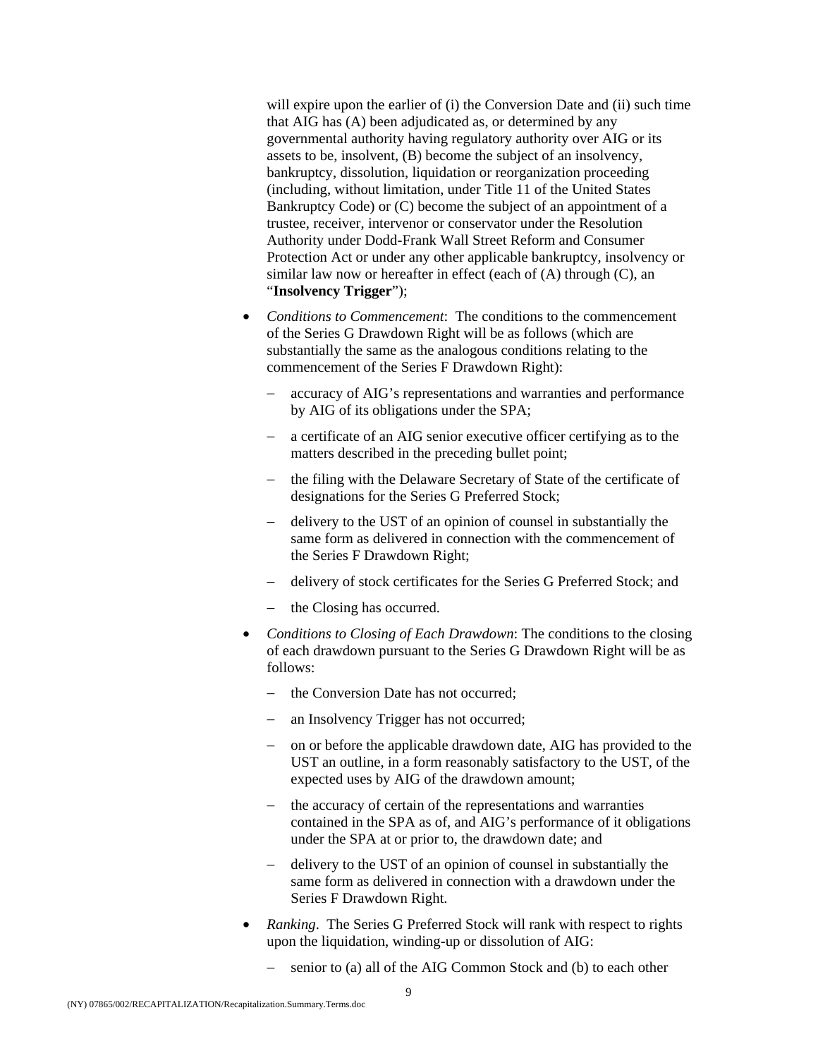will expire upon the earlier of (i) the Conversion Date and (ii) such time that AIG has (A) been adjudicated as, or determined by any governmental authority having regulatory authority over AIG or its assets to be, insolvent, (B) become the subject of an insolvency, bankruptcy, dissolution, liquidation or reorganization proceeding (including, without limitation, under Title 11 of the United States Bankruptcy Code) or (C) become the subject of an appointment of a trustee, receiver, intervenor or conservator under the Resolution Authority under Dodd-Frank Wall Street Reform and Consumer Protection Act or under any other applicable bankruptcy, insolvency or similar law now or hereafter in effect (each of (A) through (C), an "**Insolvency Trigger**");

- *Conditions to Commencement*: The conditions to the commencement of the Series G Drawdown Right will be as follows (which are substantially the same as the analogous conditions relating to the commencement of the Series F Drawdown Right):
  - accuracy of AIG's representations and warranties and performance by AIG of its obligations under the SPA;
  - a certificate of an AIG senior executive officer certifying as to the matters described in the preceding bullet point;
  - the filing with the Delaware Secretary of State of the certificate of designations for the Series G Preferred Stock;
  - delivery to the UST of an opinion of counsel in substantially the same form as delivered in connection with the commencement of the Series F Drawdown Right;
  - delivery of stock certificates for the Series G Preferred Stock; and
  - the Closing has occurred.
- *Conditions to Closing of Each Drawdown*: The conditions to the closing of each drawdown pursuant to the Series G Drawdown Right will be as follows:
  - the Conversion Date has not occurred;
  - an Insolvency Trigger has not occurred;
  - on or before the applicable drawdown date, AIG has provided to the UST an outline, in a form reasonably satisfactory to the UST, of the expected uses by AIG of the drawdown amount;
  - the accuracy of certain of the representations and warranties contained in the SPA as of, and AIG's performance of it obligations under the SPA at or prior to, the drawdown date; and
  - delivery to the UST of an opinion of counsel in substantially the same form as delivered in connection with a drawdown under the Series F Drawdown Right.
- *Ranking*. The Series G Preferred Stock will rank with respect to rights upon the liquidation, winding-up or dissolution of AIG:
  - senior to (a) all of the AIG Common Stock and (b) to each other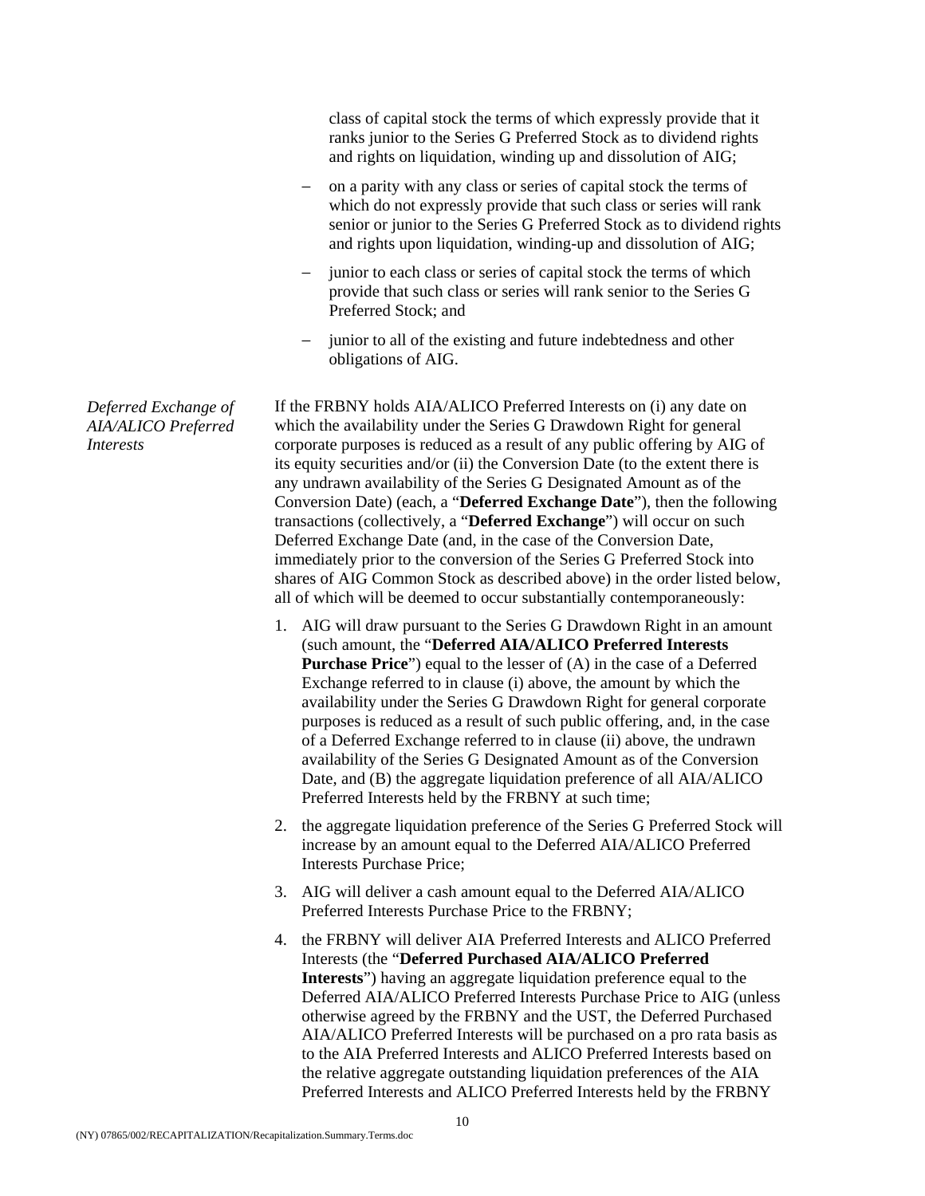class of capital stock the terms of which expressly provide that it ranks junior to the Series G Preferred Stock as to dividend rights and rights on liquidation, winding up and dissolution of AIG;

- on a parity with any class or series of capital stock the terms of which do not expressly provide that such class or series will rank senior or junior to the Series G Preferred Stock as to dividend rights and rights upon liquidation, winding-up and dissolution of AIG;
- junior to each class or series of capital stock the terms of which provide that such class or series will rank senior to the Series G Preferred Stock; and
- junior to all of the existing and future indebtedness and other obligations of AIG.

*Deferred Exchange of AIA/ALICO Preferred Interests*

If the FRBNY holds AIA/ALICO Preferred Interests on (i) any date on which the availability under the Series G Drawdown Right for general corporate purposes is reduced as a result of any public offering by AIG of its equity securities and/or (ii) the Conversion Date (to the extent there is any undrawn availability of the Series G Designated Amount as of the Conversion Date) (each, a "**Deferred Exchange Date**"), then the following transactions (collectively, a "**Deferred Exchange**") will occur on such Deferred Exchange Date (and, in the case of the Conversion Date, immediately prior to the conversion of the Series G Preferred Stock into shares of AIG Common Stock as described above) in the order listed below, all of which will be deemed to occur substantially contemporaneously:

1. AIG will draw pursuant to the Series G Drawdown Right in an amount (such amount, the "**Deferred AIA/ALICO Preferred Interests Purchase Price**") equal to the lesser of (A) in the case of a Deferred Exchange referred to in clause (i) above, the amount by which the availability under the Series G Drawdown Right for general corporate purposes is reduced as a result of such public offering, and, in the case of a Deferred Exchange referred to in clause (ii) above, the undrawn availability of the Series G Designated Amount as of the Conversion Date, and (B) the aggregate liquidation preference of all AIA/ALICO Preferred Interests held by the FRBNY at such time;
2. the aggregate liquidation preference of the Series G Preferred Stock will increase by an amount equal to the Deferred AIA/ALICO Preferred Interests Purchase Price;
3. AIG will deliver a cash amount equal to the Deferred AIA/ALICO Preferred Interests Purchase Price to the FRBNY;
4. the FRBNY will deliver AIA Preferred Interests and ALICO Preferred Interests (the "**Deferred Purchased AIA/ALICO Preferred Interests**") having an aggregate liquidation preference equal to the Deferred AIA/ALICO Preferred Interests Purchase Price to AIG (unless otherwise agreed by the FRBNY and the UST, the Deferred Purchased AIA/ALICO Preferred Interests will be purchased on a pro rata basis as to the AIA Preferred Interests and ALICO Preferred Interests based on the relative aggregate outstanding liquidation preferences of the AIA Preferred Interests and ALICO Preferred Interests held by the FRBNY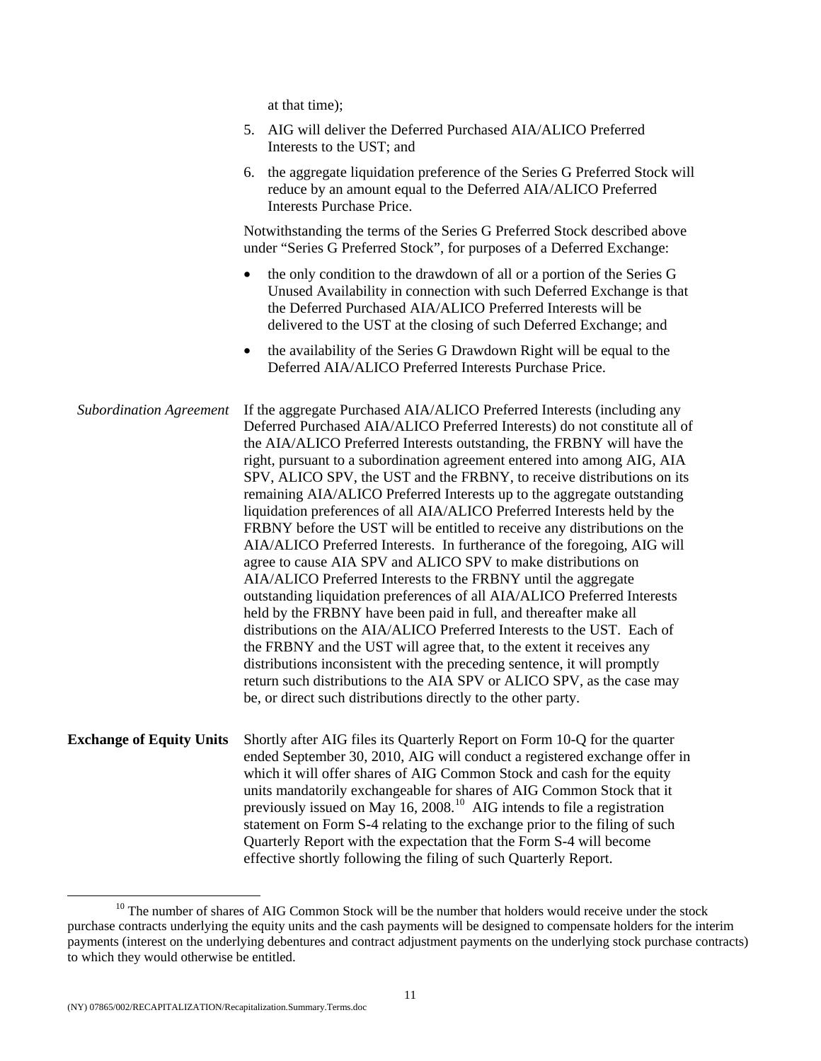at that time);

5. AIG will deliver the Deferred Purchased AIA/ALICO Preferred Interests to the UST; and

6. the aggregate liquidation preference of the Series G Preferred Stock will reduce by an amount equal to the Deferred AIA/ALICO Preferred Interests Purchase Price.

Notwithstanding the terms of the Series G Preferred Stock described above under "Series G Preferred Stock", for purposes of a Deferred Exchange:

- the only condition to the drawdown of all or a portion of the Series G Unused Availability in connection with such Deferred Exchange is that the Deferred Purchased AIA/ALICO Preferred Interests will be delivered to the UST at the closing of such Deferred Exchange; and
- the availability of the Series G Drawdown Right will be equal to the Deferred AIA/ALICO Preferred Interests Purchase Price.

*Subordination Agreement*

If the aggregate Purchased AIA/ALICO Preferred Interests (including any Deferred Purchased AIA/ALICO Preferred Interests) do not constitute all of the AIA/ALICO Preferred Interests outstanding, the FRBNY will have the right, pursuant to a subordination agreement entered into among AIG, AIA SPV, ALICO SPV, the UST and the FRBNY, to receive distributions on its remaining AIA/ALICO Preferred Interests up to the aggregate outstanding liquidation preferences of all AIA/ALICO Preferred Interests held by the FRBNY before the UST will be entitled to receive any distributions on the AIA/ALICO Preferred Interests. In furtherance of the foregoing, AIG will agree to cause AIA SPV and ALICO SPV to make distributions on AIA/ALICO Preferred Interests to the FRBNY until the aggregate outstanding liquidation preferences of all AIA/ALICO Preferred Interests held by the FRBNY have been paid in full, and thereafter make all distributions on the AIA/ALICO Preferred Interests to the UST. Each of the FRBNY and the UST will agree that, to the extent it receives any distributions inconsistent with the preceding sentence, it will promptly return such distributions to the AIA SPV or ALICO SPV, as the case may be, or direct such distributions directly to the other party.

**Exchange of Equity Units**

Shortly after AIG files its Quarterly Report on Form 10-Q for the quarter ended September 30, 2010, AIG will conduct a registered exchange offer in which it will offer shares of AIG Common Stock and cash for the equity units mandatorily exchangeable for shares of AIG Common Stock that it previously issued on May 16, 2008.[10] AIG intends to file a registration statement on Form S-4 relating to the exchange prior to the filing of such Quarterly Report with the expectation that the Form S-4 will become effective shortly following the filing of such Quarterly Report.

[10] The number of shares of AIG Common Stock will be the number that holders would receive under the stock purchase contracts underlying the equity units and the cash payments will be designed to compensate holders for the interim payments (interest on the underlying debentures and contract adjustment payments on the underlying stock purchase contracts) to which they would otherwise be entitled.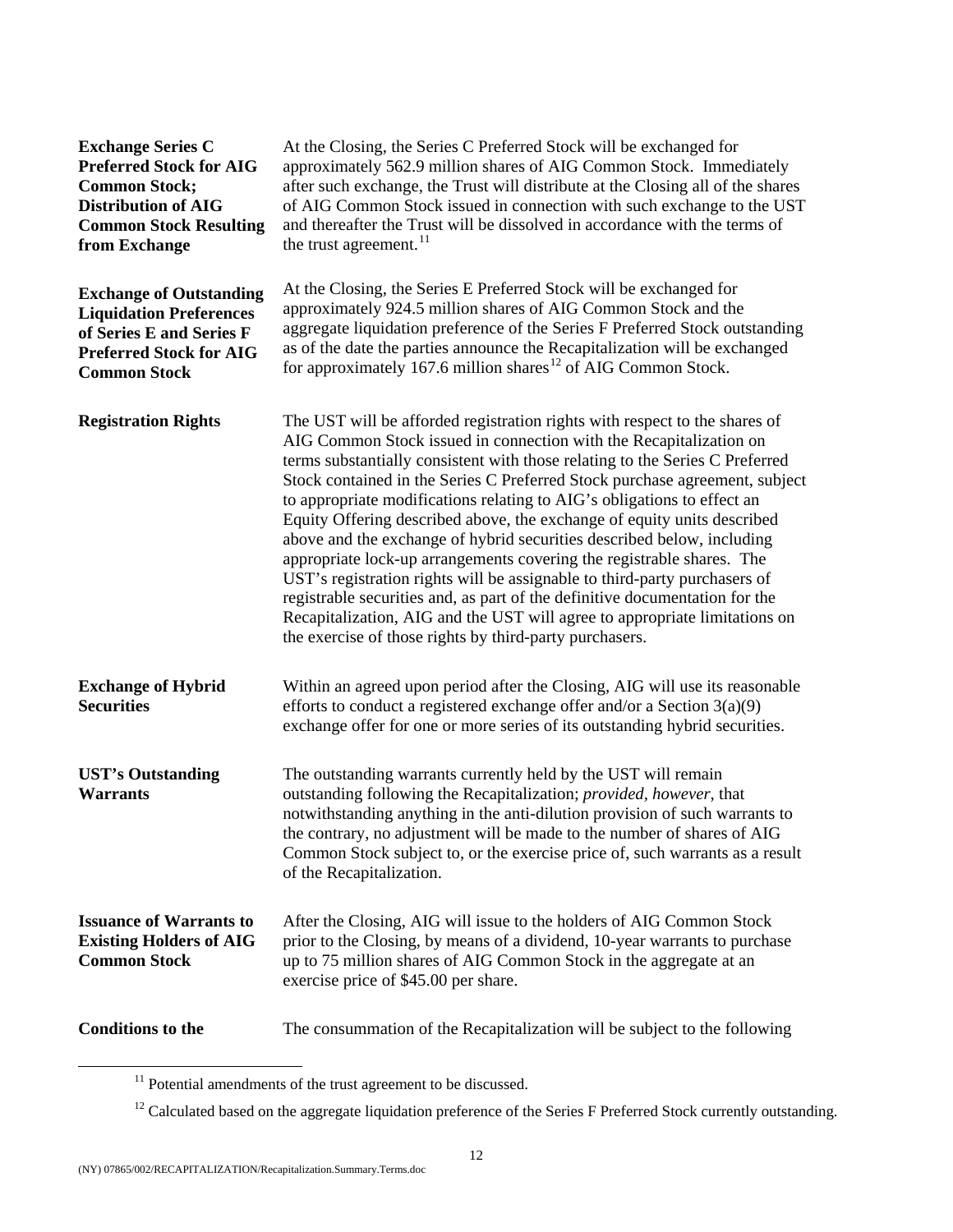| | |
|---|---|
| **Exchange Series C Preferred Stock for AIG Common Stock; Distribution of AIG Common Stock Resulting from Exchange** | At the Closing, the Series C Preferred Stock will be exchanged for approximately 562.9 million shares of AIG Common Stock. Immediately after such exchange, the Trust will distribute at the Closing all of the shares of AIG Common Stock issued in connection with such exchange to the UST and thereafter the Trust will be dissolved in accordance with the terms of the trust agreement.[11] |
| **Exchange of Outstanding Liquidation Preferences of Series E and Series F Preferred Stock for AIG Common Stock** | At the Closing, the Series E Preferred Stock will be exchanged for approximately 924.5 million shares of AIG Common Stock and the aggregate liquidation preference of the Series F Preferred Stock outstanding as of the date the parties announce the Recapitalization will be exchanged for approximately 167.6 million shares[12] of AIG Common Stock. |
| **Registration Rights** | The UST will be afforded registration rights with respect to the shares of AIG Common Stock issued in connection with the Recapitalization on terms substantially consistent with those relating to the Series C Preferred Stock contained in the Series C Preferred Stock purchase agreement, subject to appropriate modifications relating to AIG's obligations to effect an Equity Offering described above, the exchange of equity units described above and the exchange of hybrid securities described below, including appropriate lock-up arrangements covering the registrable shares. The UST's registration rights will be assignable to third-party purchasers of registrable securities and, as part of the definitive documentation for the Recapitalization, AIG and the UST will agree to appropriate limitations on the exercise of those rights by third-party purchasers. |
| **Exchange of Hybrid Securities** | Within an agreed upon period after the Closing, AIG will use its reasonable efforts to conduct a registered exchange offer and/or a Section 3(a)(9) exchange offer for one or more series of its outstanding hybrid securities. |
| **UST's Outstanding Warrants** | The outstanding warrants currently held by the UST will remain outstanding following the Recapitalization; *provided*, *however*, that notwithstanding anything in the anti-dilution provision of such warrants to the contrary, no adjustment will be made to the number of shares of AIG Common Stock subject to, or the exercise price of, such warrants as a result of the Recapitalization. |
| **Issuance of Warrants to Existing Holders of AIG Common Stock** | After the Closing, AIG will issue to the holders of AIG Common Stock prior to the Closing, by means of a dividend, 10-year warrants to purchase up to 75 million shares of AIG Common Stock in the aggregate at an exercise price of \$45.00 per share. |
| **Conditions to the** | The consummation of the Recapitalization will be subject to the following |

[11] Potential amendments of the trust agreement to be discussed.

[12] Calculated based on the aggregate liquidation preference of the Series F Preferred Stock currently outstanding.

(NY) 07865/002/RECAPITALIZATION/Recapitalization.Summary.Terms.doc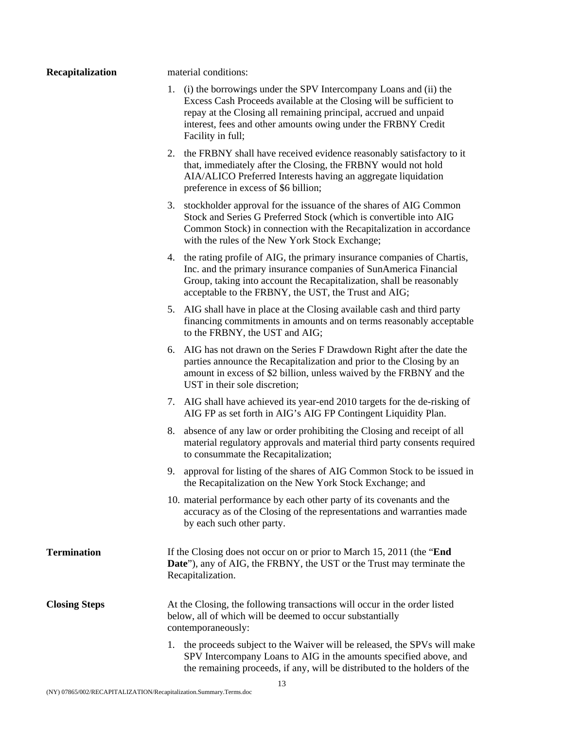**Recapitalization** material conditions:

1. (i) the borrowings under the SPV Intercompany Loans and (ii) the Excess Cash Proceeds available at the Closing will be sufficient to repay at the Closing all remaining principal, accrued and unpaid interest, fees and other amounts owing under the FRBNY Credit Facility in full;
2. the FRBNY shall have received evidence reasonably satisfactory to it that, immediately after the Closing, the FRBNY would not hold AIA/ALICO Preferred Interests having an aggregate liquidation preference in excess of $6 billion;
3. stockholder approval for the issuance of the shares of AIG Common Stock and Series G Preferred Stock (which is convertible into AIG Common Stock) in connection with the Recapitalization in accordance with the rules of the New York Stock Exchange;
4. the rating profile of AIG, the primary insurance companies of Chartis, Inc. and the primary insurance companies of SunAmerica Financial Group, taking into account the Recapitalization, shall be reasonably acceptable to the FRBNY, the UST, the Trust and AIG;
5. AIG shall have in place at the Closing available cash and third party financing commitments in amounts and on terms reasonably acceptable to the FRBNY, the UST and AIG;
6. AIG has not drawn on the Series F Drawdown Right after the date the parties announce the Recapitalization and prior to the Closing by an amount in excess of $2 billion, unless waived by the FRBNY and the UST in their sole discretion;
7. AIG shall have achieved its year-end 2010 targets for the de-risking of AIG FP as set forth in AIG's AIG FP Contingent Liquidity Plan.
8. absence of any law or order prohibiting the Closing and receipt of all material regulatory approvals and material third party consents required to consummate the Recapitalization;
9. approval for listing of the shares of AIG Common Stock to be issued in the Recapitalization on the New York Stock Exchange; and
10. material performance by each other party of its covenants and the accuracy as of the Closing of the representations and warranties made by each such other party.

**Termination** If the Closing does not occur on or prior to March 15, 2011 (the "**End Date**"), any of AIG, the FRBNY, the UST or the Trust may terminate the Recapitalization.

**Closing Steps** At the Closing, the following transactions will occur in the order listed below, all of which will be deemed to occur substantially contemporaneously:

1. the proceeds subject to the Waiver will be released, the SPVs will make SPV Intercompany Loans to AIG in the amounts specified above, and the remaining proceeds, if any, will be distributed to the holders of the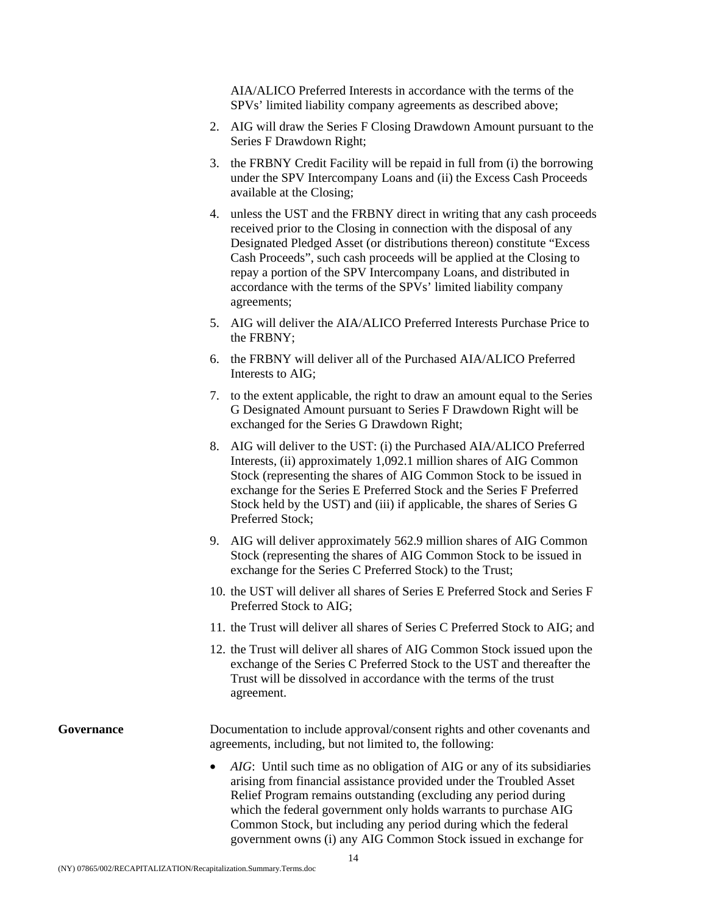AIA/ALICO Preferred Interests in accordance with the terms of the SPVs' limited liability company agreements as described above;

2. AIG will draw the Series F Closing Drawdown Amount pursuant to the Series F Drawdown Right;
3. the FRBNY Credit Facility will be repaid in full from (i) the borrowing under the SPV Intercompany Loans and (ii) the Excess Cash Proceeds available at the Closing;
4. unless the UST and the FRBNY direct in writing that any cash proceeds received prior to the Closing in connection with the disposal of any Designated Pledged Asset (or distributions thereon) constitute "Excess Cash Proceeds", such cash proceeds will be applied at the Closing to repay a portion of the SPV Intercompany Loans, and distributed in accordance with the terms of the SPVs' limited liability company agreements;
5. AIG will deliver the AIA/ALICO Preferred Interests Purchase Price to the FRBNY;
6. the FRBNY will deliver all of the Purchased AIA/ALICO Preferred Interests to AIG;
7. to the extent applicable, the right to draw an amount equal to the Series G Designated Amount pursuant to Series F Drawdown Right will be exchanged for the Series G Drawdown Right;
8. AIG will deliver to the UST: (i) the Purchased AIA/ALICO Preferred Interests, (ii) approximately 1,092.1 million shares of AIG Common Stock (representing the shares of AIG Common Stock to be issued in exchange for the Series E Preferred Stock and the Series F Preferred Stock held by the UST) and (iii) if applicable, the shares of Series G Preferred Stock;
9. AIG will deliver approximately 562.9 million shares of AIG Common Stock (representing the shares of AIG Common Stock to be issued in exchange for the Series C Preferred Stock) to the Trust;
10. the UST will deliver all shares of Series E Preferred Stock and Series F Preferred Stock to AIG;
11. the Trust will deliver all shares of Series C Preferred Stock to AIG; and
12. the Trust will deliver all shares of AIG Common Stock issued upon the exchange of the Series C Preferred Stock to the UST and thereafter the Trust will be dissolved in accordance with the terms of the trust agreement.

**Governance**

Documentation to include approval/consent rights and other covenants and agreements, including, but not limited to, the following:

- *AIG*: Until such time as no obligation of AIG or any of its subsidiaries arising from financial assistance provided under the Troubled Asset Relief Program remains outstanding (excluding any period during which the federal government only holds warrants to purchase AIG Common Stock, but including any period during which the federal government owns (i) any AIG Common Stock issued in exchange for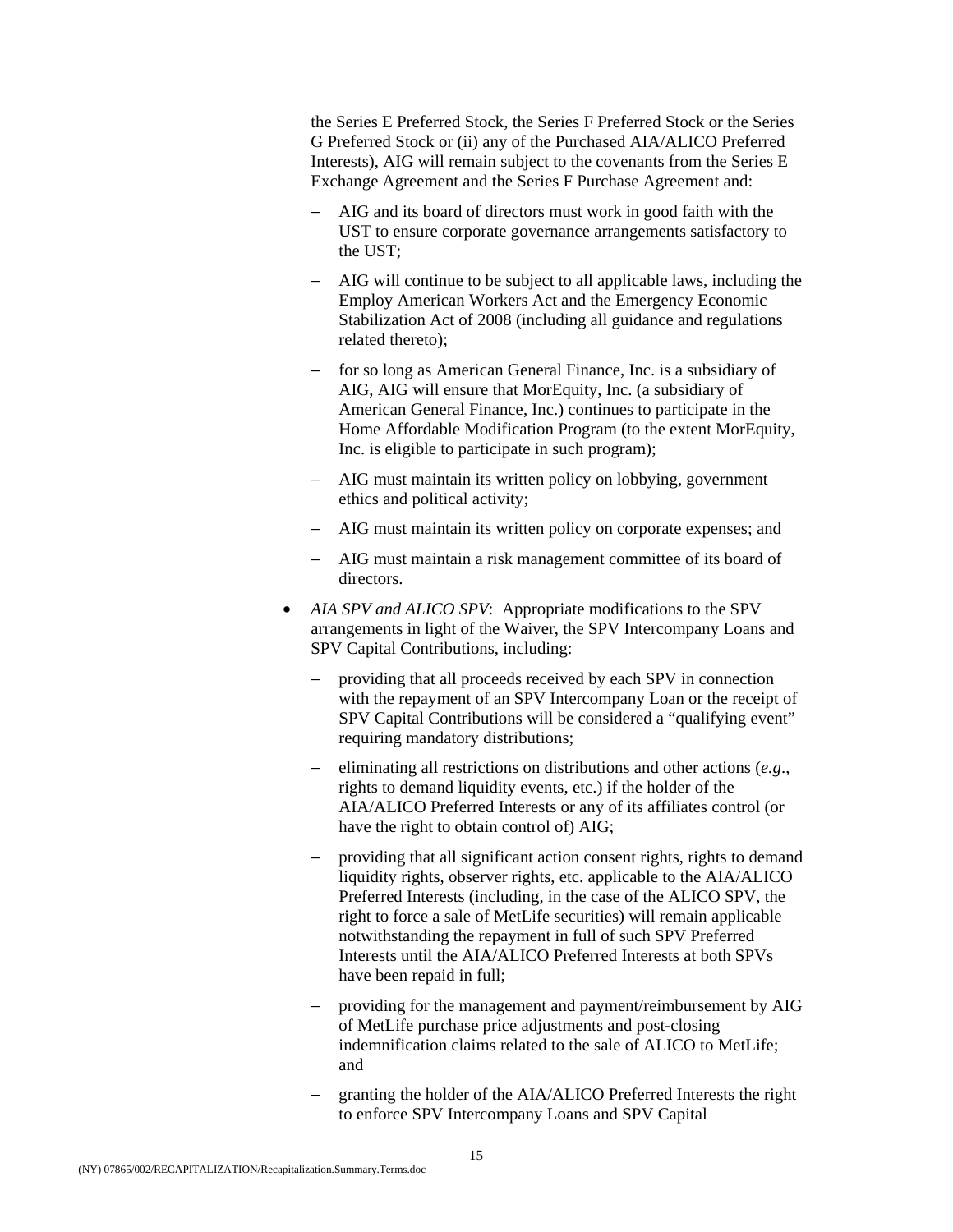the Series E Preferred Stock, the Series F Preferred Stock or the Series G Preferred Stock or (ii) any of the Purchased AIA/ALICO Preferred Interests), AIG will remain subject to the covenants from the Series E Exchange Agreement and the Series F Purchase Agreement and:

  - AIG and its board of directors must work in good faith with the UST to ensure corporate governance arrangements satisfactory to the UST;
  - AIG will continue to be subject to all applicable laws, including the Employ American Workers Act and the Emergency Economic Stabilization Act of 2008 (including all guidance and regulations related thereto);
  - for so long as American General Finance, Inc. is a subsidiary of AIG, AIG will ensure that MorEquity, Inc. (a subsidiary of American General Finance, Inc.) continues to participate in the Home Affordable Modification Program (to the extent MorEquity, Inc. is eligible to participate in such program);
  - AIG must maintain its written policy on lobbying, government ethics and political activity;
  - AIG must maintain its written policy on corporate expenses; and
  - AIG must maintain a risk management committee of its board of directors.

- *AIA SPV and ALICO SPV*: Appropriate modifications to the SPV arrangements in light of the Waiver, the SPV Intercompany Loans and SPV Capital Contributions, including:
  - providing that all proceeds received by each SPV in connection with the repayment of an SPV Intercompany Loan or the receipt of SPV Capital Contributions will be considered a "qualifying event" requiring mandatory distributions;
  - eliminating all restrictions on distributions and other actions (*e.g*., rights to demand liquidity events, etc.) if the holder of the AIA/ALICO Preferred Interests or any of its affiliates control (or have the right to obtain control of) AIG;
  - providing that all significant action consent rights, rights to demand liquidity rights, observer rights, etc. applicable to the AIA/ALICO Preferred Interests (including, in the case of the ALICO SPV, the right to force a sale of MetLife securities) will remain applicable notwithstanding the repayment in full of such SPV Preferred Interests until the AIA/ALICO Preferred Interests at both SPVs have been repaid in full;
  - providing for the management and payment/reimbursement by AIG of MetLife purchase price adjustments and post-closing indemnification claims related to the sale of ALICO to MetLife; and
  - granting the holder of the AIA/ALICO Preferred Interests the right to enforce SPV Intercompany Loans and SPV Capital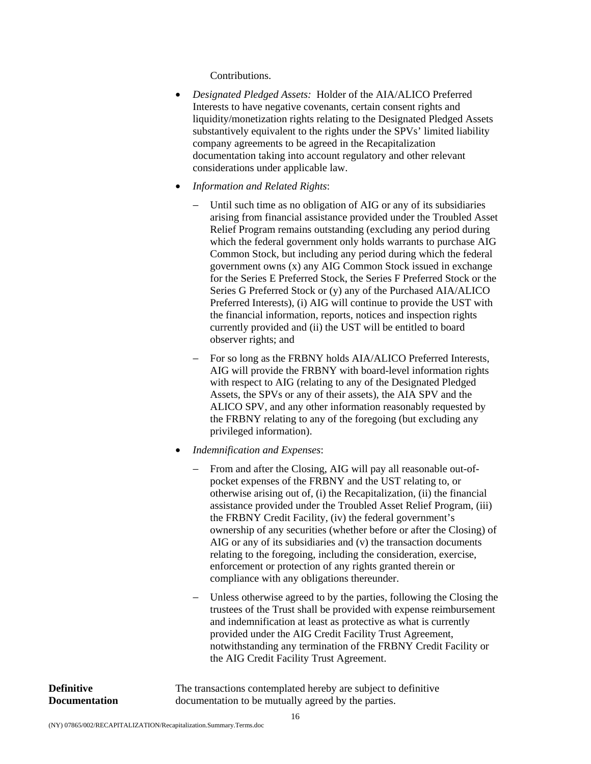Contributions.

- *Designated Pledged Assets:* Holder of the AIA/ALICO Preferred Interests to have negative covenants, certain consent rights and liquidity/monetization rights relating to the Designated Pledged Assets substantively equivalent to the rights under the SPVs' limited liability company agreements to be agreed in the Recapitalization documentation taking into account regulatory and other relevant considerations under applicable law.

- *Information and Related Rights*:

  - Until such time as no obligation of AIG or any of its subsidiaries arising from financial assistance provided under the Troubled Asset Relief Program remains outstanding (excluding any period during which the federal government only holds warrants to purchase AIG Common Stock, but including any period during which the federal government owns (x) any AIG Common Stock issued in exchange for the Series E Preferred Stock, the Series F Preferred Stock or the Series G Preferred Stock or (y) any of the Purchased AIA/ALICO Preferred Interests), (i) AIG will continue to provide the UST with the financial information, reports, notices and inspection rights currently provided and (ii) the UST will be entitled to board observer rights; and

  - For so long as the FRBNY holds AIA/ALICO Preferred Interests, AIG will provide the FRBNY with board-level information rights with respect to AIG (relating to any of the Designated Pledged Assets, the SPVs or any of their assets), the AIA SPV and the ALICO SPV, and any other information reasonably requested by the FRBNY relating to any of the foregoing (but excluding any privileged information).

- *Indemnification and Expenses*:

  - From and after the Closing, AIG will pay all reasonable out-of-pocket expenses of the FRBNY and the UST relating to, or otherwise arising out of, (i) the Recapitalization, (ii) the financial assistance provided under the Troubled Asset Relief Program, (iii) the FRBNY Credit Facility, (iv) the federal government's ownership of any securities (whether before or after the Closing) of AIG or any of its subsidiaries and (v) the transaction documents relating to the foregoing, including the consideration, exercise, enforcement or protection of any rights granted therein or compliance with any obligations thereunder.

  - Unless otherwise agreed to by the parties, following the Closing the trustees of the Trust shall be provided with expense reimbursement and indemnification at least as protective as what is currently provided under the AIG Credit Facility Trust Agreement, notwithstanding any termination of the FRBNY Credit Facility or the AIG Credit Facility Trust Agreement.

**Definitive Documentation**

The transactions contemplated hereby are subject to definitive documentation to be mutually agreed by the parties.

(NY) 07865/002/RECAPITALIZATION/Recapitalization.Summary.Terms.doc